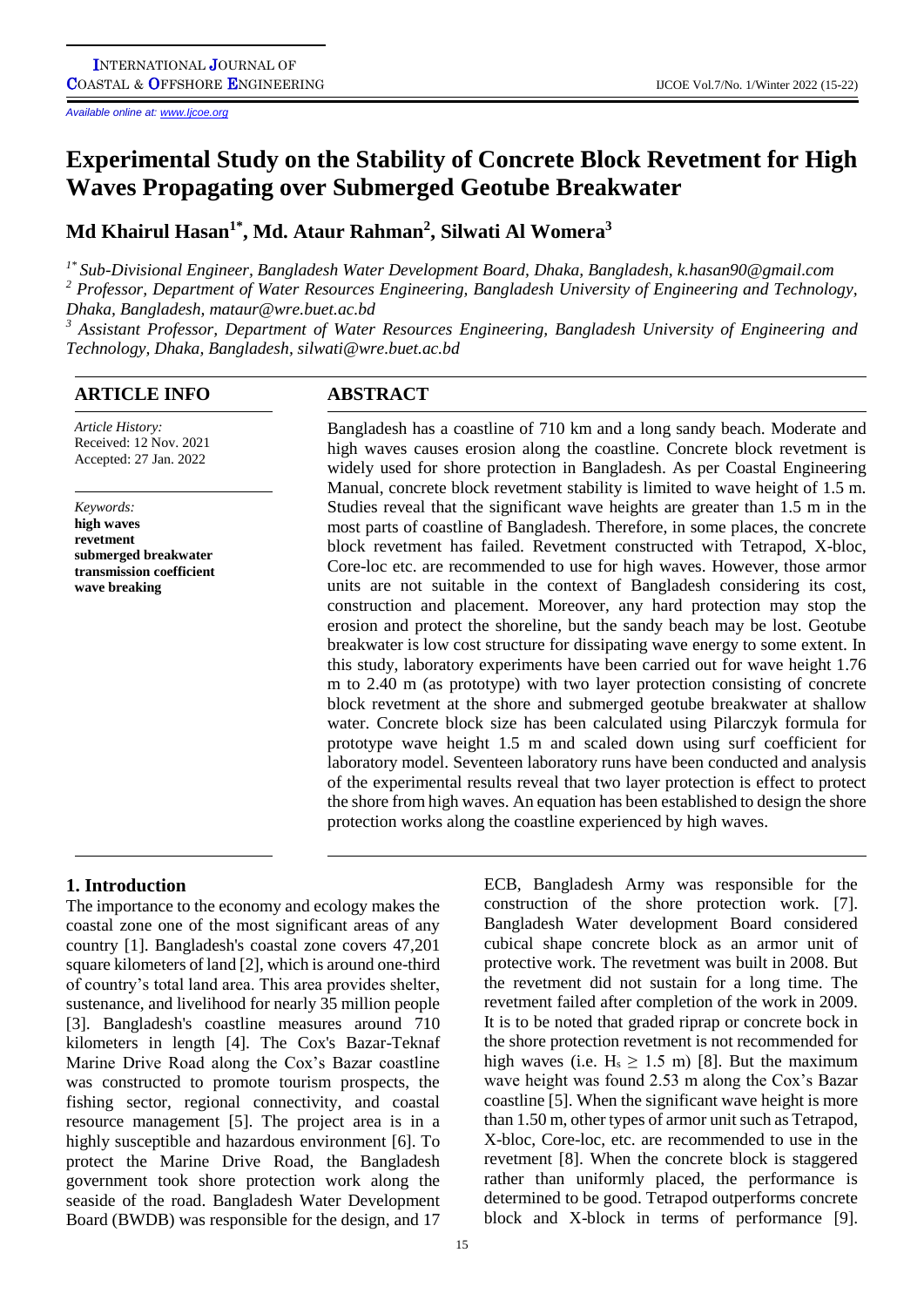# Experimental Study on the Stability of Concrete Block Revetment for High Waves Propagating over Submerged Geotube Breakwater

## Md Khairul Hasan[1*], Md. Ataur Rahman[2], Silwati Al Womera[3]

[1*] *Sub-Divisional Engineer, Bangladesh Water Development Board, Dhaka, Bangladesh, k.hasan90@gmail.com*

[2] *Professor, Department of Water Resources Engineering, Bangladesh University of Engineering and Technology, Dhaka, Bangladesh, mataur@wre.buet.ac.bd*

[3] *Assistant Professor, Department of Water Resources Engineering, Bangladesh University of Engineering and Technology, Dhaka, Bangladesh, silwati@wre.buet.ac.bd*

### ARTICLE INFO

*Article History:*
Received: 12 Nov. 2021
Accepted: 27 Jan. 2022

*Keywords:*
**high waves**
**revetment**
**submerged breakwater**
**transmission coefficient**
**wave breaking**

### ABSTRACT

Bangladesh has a coastline of 710 km and a long sandy beach. Moderate and high waves causes erosion along the coastline. Concrete block revetment is widely used for shore protection in Bangladesh. As per Coastal Engineering Manual, concrete block revetment stability is limited to wave height of 1.5 m. Studies reveal that the significant wave heights are greater than 1.5 m in the most parts of coastline of Bangladesh. Therefore, in some places, the concrete block revetment has failed. Revetment constructed with Tetrapod, X-bloc, Core-loc etc. are recommended to use for high waves. However, those armor units are not suitable in the context of Bangladesh considering its cost, construction and placement. Moreover, any hard protection may stop the erosion and protect the shoreline, but the sandy beach may be lost. Geotube breakwater is low cost structure for dissipating wave energy to some extent. In this study, laboratory experiments have been carried out for wave height 1.76 m to 2.40 m (as prototype) with two layer protection consisting of concrete block revetment at the shore and submerged geotube breakwater at shallow water. Concrete block size has been calculated using Pilarczyk formula for prototype wave height 1.5 m and scaled down using surf coefficient for laboratory model. Seventeen laboratory runs have been conducted and analysis of the experimental results reveal that two layer protection is effect to protect the shore from high waves. An equation has been established to design the shore protection works along the coastline experienced by high waves.

## 1. Introduction

The importance to the economy and ecology makes the coastal zone one of the most significant areas of any country [1]. Bangladesh's coastal zone covers 47,201 square kilometers of land [2], which is around one-third of country's total land area. This area provides shelter, sustenance, and livelihood for nearly 35 million people [3]. Bangladesh's coastline measures around 710 kilometers in length [4]. The Cox's Bazar-Teknaf Marine Drive Road along the Cox's Bazar coastline was constructed to promote tourism prospects, the fishing sector, regional connectivity, and coastal resource management [5]. The project area is in a highly susceptible and hazardous environment [6]. To protect the Marine Drive Road, the Bangladesh government took shore protection work along the seaside of the road. Bangladesh Water Development Board (BWDB) was responsible for the design, and 17 ECB, Bangladesh Army was responsible for the construction of the shore protection work. [7]. Bangladesh Water development Board considered cubical shape concrete block as an armor unit of protective work. The revetment was built in 2008. But the revetment did not sustain for a long time. The revetment failed after completion of the work in 2009. It is to be noted that graded riprap or concrete bock in the shore protection revetment is not recommended for high waves (i.e. $H_s \geq 1.5$ m) [8]. But the maximum wave height was found 2.53 m along the Cox's Bazar coastline [5]. When the significant wave height is more than 1.50 m, other types of armor unit such as Tetrapod, X-bloc, Core-loc, etc. are recommended to use in the revetment [8]. When the concrete block is staggered rather than uniformly placed, the performance is determined to be good. Tetrapod outperforms concrete block and X-block in terms of performance [9].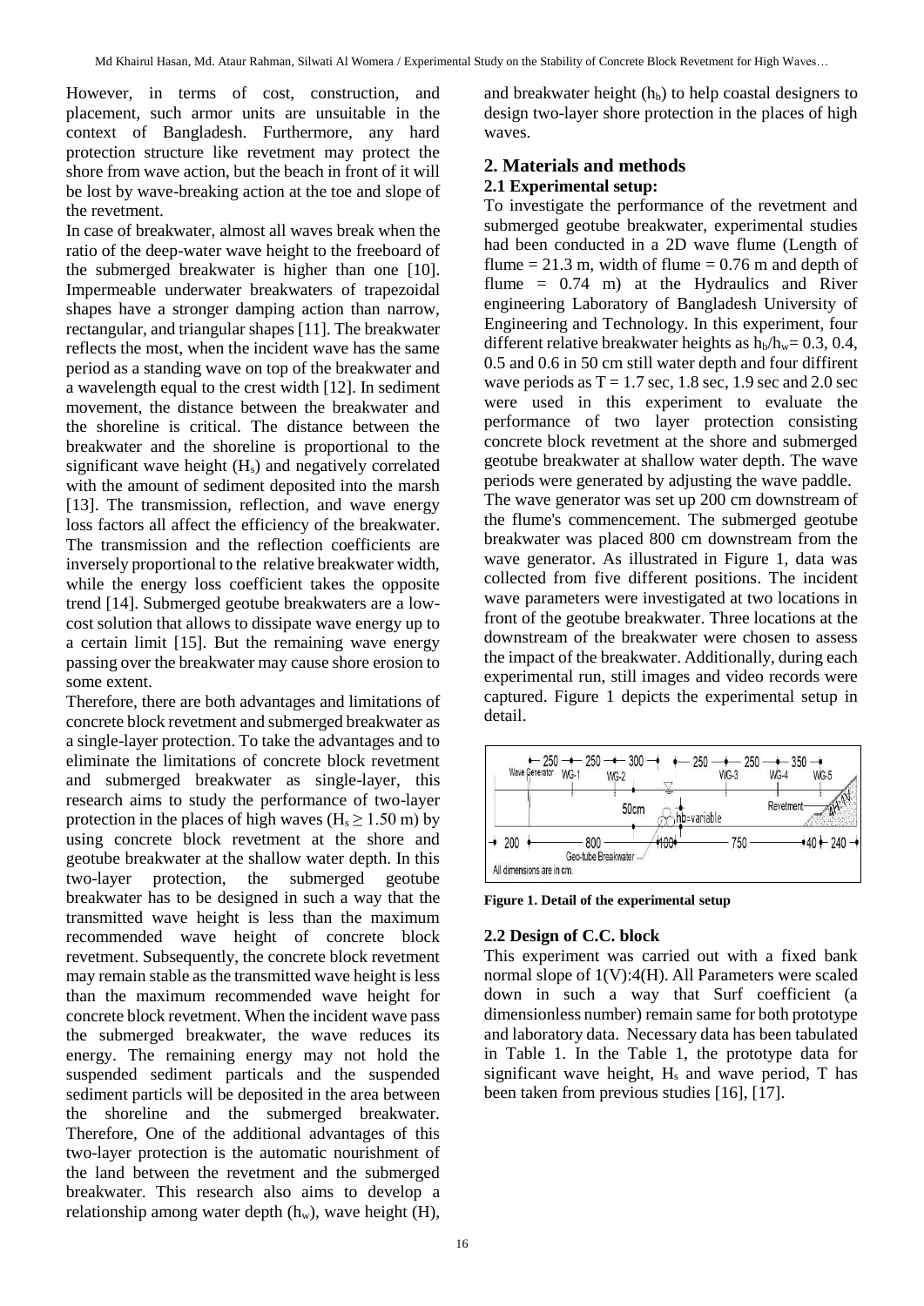However, in terms of cost, construction, and placement, such armor units are unsuitable in the context of Bangladesh. Furthermore, any hard protection structure like revetment may protect the shore from wave action, but the beach in front of it will be lost by wave-breaking action at the toe and slope of the revetment.

In case of breakwater, almost all waves break when the ratio of the deep-water wave height to the freeboard of the submerged breakwater is higher than one [10]. Impermeable underwater breakwaters of trapezoidal shapes have a stronger damping action than narrow, rectangular, and triangular shapes [11]. The breakwater reflects the most, when the incident wave has the same period as a standing wave on top of the breakwater and a wavelength equal to the crest width [12]. In sediment movement, the distance between the breakwater and the shoreline is critical. The distance between the breakwater and the shoreline is proportional to the significant wave height ($H_s$) and negatively correlated with the amount of sediment deposited into the marsh [13]. The transmission, reflection, and wave energy loss factors all affect the efficiency of the breakwater. The transmission and the reflection coefficients are inversely proportional to the relative breakwater width, while the energy loss coefficient takes the opposite trend [14]. Submerged geotube breakwaters are a low-cost solution that allows to dissipate wave energy up to a certain limit [15]. But the remaining wave energy passing over the breakwater may cause shore erosion to some extent.

Therefore, there are both advantages and limitations of concrete block revetment and submerged breakwater as a single-layer protection. To take the advantages and to eliminate the limitations of concrete block revetment and submerged breakwater as single-layer, this research aims to study the performance of two-layer protection in the places of high waves ($H_s \geq 1.50$ m) by using concrete block revetment at the shore and geotube breakwater at the shallow water depth. In this two-layer protection, the submerged geotube breakwater has to be designed in such a way that the transmitted wave height is less than the maximum recommended wave height of concrete block revetment. Subsequently, the concrete block revetment may remain stable as the transmitted wave height is less than the maximum recommended wave height for concrete block revetment. When the incident wave pass the submerged breakwater, the wave reduces its energy. The remaining energy may not hold the suspended sediment particals and the suspended sediment particls will be deposited in the area between the shoreline and the submerged breakwater. Therefore, One of the additional advantages of this two-layer protection is the automatic nourishment of the land between the revetment and the submerged breakwater. This research also aims to develop a relationship among water depth ($h_w$), wave height (H), and breakwater height ($h_b$) to help coastal designers to design two-layer shore protection in the places of high waves.

## 2. Materials and methods

### 2.1 Experimental setup:

To investigate the performance of the revetment and submerged geotube breakwater, experimental studies had been conducted in a 2D wave flume (Length of flume = 21.3 m, width of flume = 0.76 m and depth of flume = 0.74 m) at the Hydraulics and River engineering Laboratory of Bangladesh University of Engineering and Technology. In this experiment, four different relative breakwater heights as $h_b/h_w$= 0.3, 0.4, 0.5 and 0.6 in 50 cm still water depth and four diffirent wave periods as T = 1.7 sec, 1.8 sec, 1.9 sec and 2.0 sec were used in this experiment to evaluate the performance of two layer protection consisting concrete block revetment at the shore and submerged geotube breakwater at shallow water depth. The wave periods were generated by adjusting the wave paddle.

The wave generator was set up 200 cm downstream of the flume's commencement. The submerged geotube breakwater was placed 800 cm downstream from the wave generator. As illustrated in Figure 1, data was collected from five different positions. The incident wave parameters were investigated at two locations in front of the geotube breakwater. Three locations at the downstream of the breakwater were chosen to assess the impact of the breakwater. Additionally, during each experimental run, still images and video records were captured. Figure 1 depicts the experimental setup in detail.

**Figure 1. Detail of the experimental setup**

### 2.2 Design of C.C. block

This experiment was carried out with a fixed bank normal slope of 1(V):4(H). All Parameters were scaled down in such a way that Surf coefficient (a dimensionless number) remain same for both prototype and laboratory data. Necessary data has been tabulated in Table 1. In the Table 1, the prototype data for significant wave height, $H_s$ and wave period, T has been taken from previous studies [16], [17].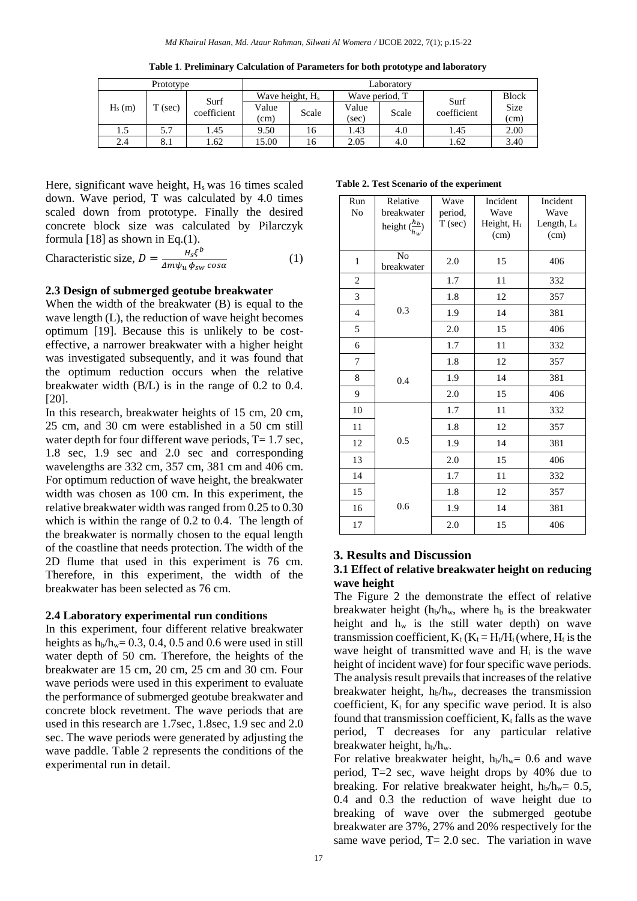**Table 1. Preliminary Calculation of Parameters for both prototype and laboratory**

| Prototype | | | Laboratory | | | | | |
|---|---|---|---|---|---|---|---|---|
| $H_s$ (m) | T (sec) | Surf coefficient | Wave height, $H_s$ | | Wave period, T | | Surf coefficient | Block Size (cm) |
| | | | Value (cm) | Scale | Value (sec) | Scale | | |
| 1.5 | 5.7 | 1.45 | 9.50 | 16 | 1.43 | 4.0 | 1.45 | 2.00 |
| 2.4 | 8.1 | 1.62 | 15.00 | 16 | 2.05 | 4.0 | 1.62 | 3.40 |

Here, significant wave height, $H_s$ was 16 times scaled down. Wave period, T was calculated by 4.0 times scaled down from prototype. Finally the desired concrete block size was calculated by Pilarczyk formula [18] as shown in Eq.(1).

$$\text{Characteristic size, } D = \frac{H_s \xi^b}{\Delta m \psi_u \phi_{sw} \cos\alpha} \quad (1)$$

### 2.3 Design of submerged geotube breakwater

When the width of the breakwater (B) is equal to the wave length (L), the reduction of wave height becomes optimum [19]. Because this is unlikely to be cost-effective, a narrower breakwater with a higher height was investigated subsequently, and it was found that the optimum reduction occurs when the relative breakwater width (B/L) is in the range of 0.2 to 0.4. [20].

In this research, breakwater heights of 15 cm, 20 cm, 25 cm, and 30 cm were established in a 50 cm still water depth for four different wave periods, T= 1.7 sec, 1.8 sec, 1.9 sec and 2.0 sec and corresponding wavelengths are 332 cm, 357 cm, 381 cm and 406 cm. For optimum reduction of wave height, the breakwater width was chosen as 100 cm. In this experiment, the relative breakwater width was ranged from 0.25 to 0.30 which is within the range of 0.2 to 0.4. The length of the breakwater is normally chosen to the equal length of the coastline that needs protection. The width of the 2D flume that used in this experiment is 76 cm. Therefore, in this experiment, the width of the breakwater has been selected as 76 cm.

### 2.4 Laboratory experimental run conditions

In this experiment, four different relative breakwater heights as $h_b/h_w$= 0.3, 0.4, 0.5 and 0.6 were used in still water depth of 50 cm. Therefore, the heights of the breakwater are 15 cm, 20 cm, 25 cm and 30 cm. Four wave periods were used in this experiment to evaluate the performance of submerged geotube breakwater and concrete block revetment. The wave periods that are used in this research are 1.7sec, 1.8sec, 1.9 sec and 2.0 sec. The wave periods were generated by adjusting the wave paddle. Table 2 represents the conditions of the experimental run in detail.

**Table 2. Test Scenario of the experiment**

| Run No | Relative breakwater height ($\frac{h_b}{h_w}$) | Wave period, T (sec) | Incident Wave Height, $H_i$ (cm) | Incident Wave Length, $L_i$ (cm) |
|---|---|---|---|---|
| 1 | No breakwater | 2.0 | 15 | 406 |
| 2 | 0.3 | 1.7 | 11 | 332 |
| 3 | | 1.8 | 12 | 357 |
| 4 | | 1.9 | 14 | 381 |
| 5 | | 2.0 | 15 | 406 |
| 6 | 0.4 | 1.7 | 11 | 332 |
| 7 | | 1.8 | 12 | 357 |
| 8 | | 1.9 | 14 | 381 |
| 9 | | 2.0 | 15 | 406 |
| 10 | 0.5 | 1.7 | 11 | 332 |
| 11 | | 1.8 | 12 | 357 |
| 12 | | 1.9 | 14 | 381 |
| 13 | | 2.0 | 15 | 406 |
| 14 | 0.6 | 1.7 | 11 | 332 |
| 15 | | 1.8 | 12 | 357 |
| 16 | | 1.9 | 14 | 381 |
| 17 | | 2.0 | 15 | 406 |

## 3. Results and Discussion

### 3.1 Effect of relative breakwater height on reducing wave height

The Figure 2 the demonstrate the effect of relative breakwater height ($h_b/h_w$, where $h_b$ is the breakwater height and $h_w$ is the still water depth) on wave transmission coefficient, $K_t$ ($K_t = H_t/H_i$ (where, $H_t$ is the wave height of transmitted wave and $H_i$ is the wave height of incident wave) for four specific wave periods. The analysis result prevails that increases of the relative breakwater height, $h_b/h_w$, decreases the transmission coefficient, $K_t$ for any specific wave period. It is also found that transmission coefficient, $K_t$ falls as the wave period, T decreases for any particular relative breakwater height, $h_b/h_w$.

For relative breakwater height, $h_b/h_w$= 0.6 and wave period, T=2 sec, wave height drops by 40% due to breaking. For relative breakwater height, $h_b/h_w$= 0.5, 0.4 and 0.3 the reduction of wave height due to breaking of wave over the submerged geotube breakwater are 37%, 27% and 20% respectively for the same wave period, T= 2.0 sec. The variation in wave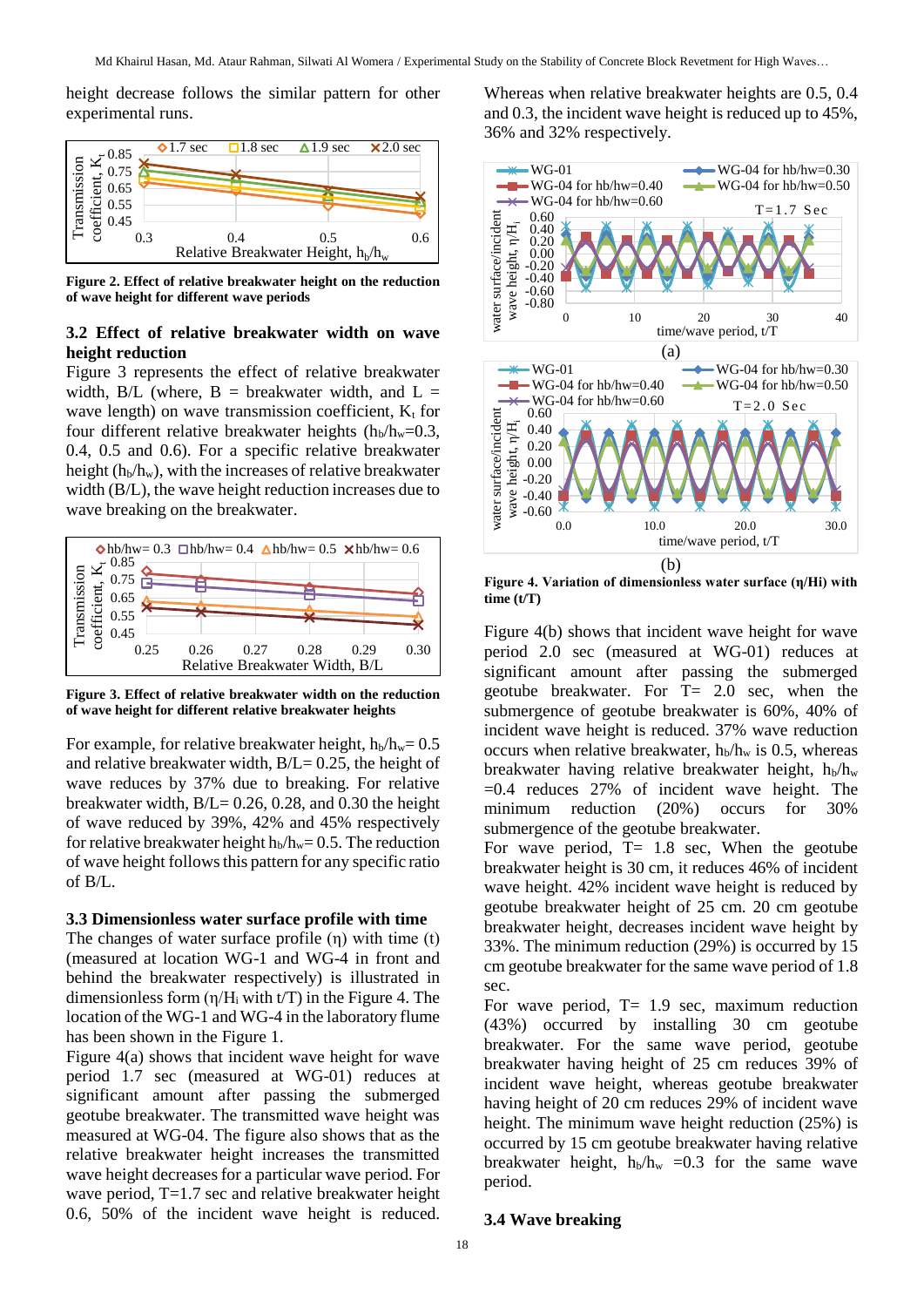height decrease follows the similar pattern for other experimental runs.

**Figure 2. Effect of relative breakwater height on the reduction of wave height for different wave periods**

### 3.2 Effect of relative breakwater width on wave height reduction

Figure 3 represents the effect of relative breakwater width, B/L (where, B = breakwater width, and L = wave length) on wave transmission coefficient, $K_t$ for four different relative breakwater heights ($h_b/h_w$=0.3, 0.4, 0.5 and 0.6). For a specific relative breakwater height ($h_b/h_w$), with the increases of relative breakwater width (B/L), the wave height reduction increases due to wave breaking on the breakwater.

**Figure 3. Effect of relative breakwater width on the reduction of wave height for different relative breakwater heights**

For example, for relative breakwater height, $h_b/h_w$= 0.5 and relative breakwater width, B/L= 0.25, the height of wave reduces by 37% due to breaking. For relative breakwater width, B/L= 0.26, 0.28, and 0.30 the height of wave reduced by 39%, 42% and 45% respectively for relative breakwater height $h_b/h_w$= 0.5. The reduction of wave height follows this pattern for any specific ratio of B/L.

### 3.3 Dimensionless water surface profile with time

The changes of water surface profile ($\eta$) with time (t) (measured at location WG-1 and WG-4 in front and behind the breakwater respectively) is illustrated in dimensionless form ($\eta/H_i$ with t/T) in the Figure 4. The location of the WG-1 and WG-4 in the laboratory flume has been shown in the Figure 1.

Figure 4(a) shows that incident wave height for wave period 1.7 sec (measured at WG-01) reduces at significant amount after passing the submerged geotube breakwater. The transmitted wave height was measured at WG-04. The figure also shows that as the relative breakwater height increases the transmitted wave height decreases for a particular wave period. For wave period, T=1.7 sec and relative breakwater height 0.6, 50% of the incident wave height is reduced. Whereas when relative breakwater heights are 0.5, 0.4 and 0.3, the incident wave height is reduced up to 45%, 36% and 32% respectively.

(a)

(b)

**Figure 4. Variation of dimensionless water surface ($\eta$/Hi) with time (t/T)**

Figure 4(b) shows that incident wave height for wave period 2.0 sec (measured at WG-01) reduces at significant amount after passing the submerged geotube breakwater. For T= 2.0 sec, when the submergence of geotube breakwater is 60%, 40% of incident wave height is reduced. 37% wave reduction occurs when relative breakwater, $h_b/h_w$ is 0.5, whereas breakwater having relative breakwater height, $h_b/h_w$ =0.4 reduces 27% of incident wave height. The minimum reduction (20%) occurs for 30% submergence of the geotube breakwater.

For wave period, T= 1.8 sec, When the geotube breakwater height is 30 cm, it reduces 46% of incident wave height. 42% incident wave height is reduced by geotube breakwater height of 25 cm. 20 cm geotube breakwater height, decreases incident wave height by 33%. The minimum reduction (29%) is occurred by 15 cm geotube breakwater for the same wave period of 1.8 sec.

For wave period, T= 1.9 sec, maximum reduction (43%) occurred by installing 30 cm geotube breakwater. For the same wave period, geotube breakwater having height of 25 cm reduces 39% of incident wave height, whereas geotube breakwater having height of 20 cm reduces 29% of incident wave height. The minimum wave height reduction (25%) is occurred by 15 cm geotube breakwater having relative breakwater height, $h_b/h_w$ =0.3 for the same wave period.

### 3.4 Wave breaking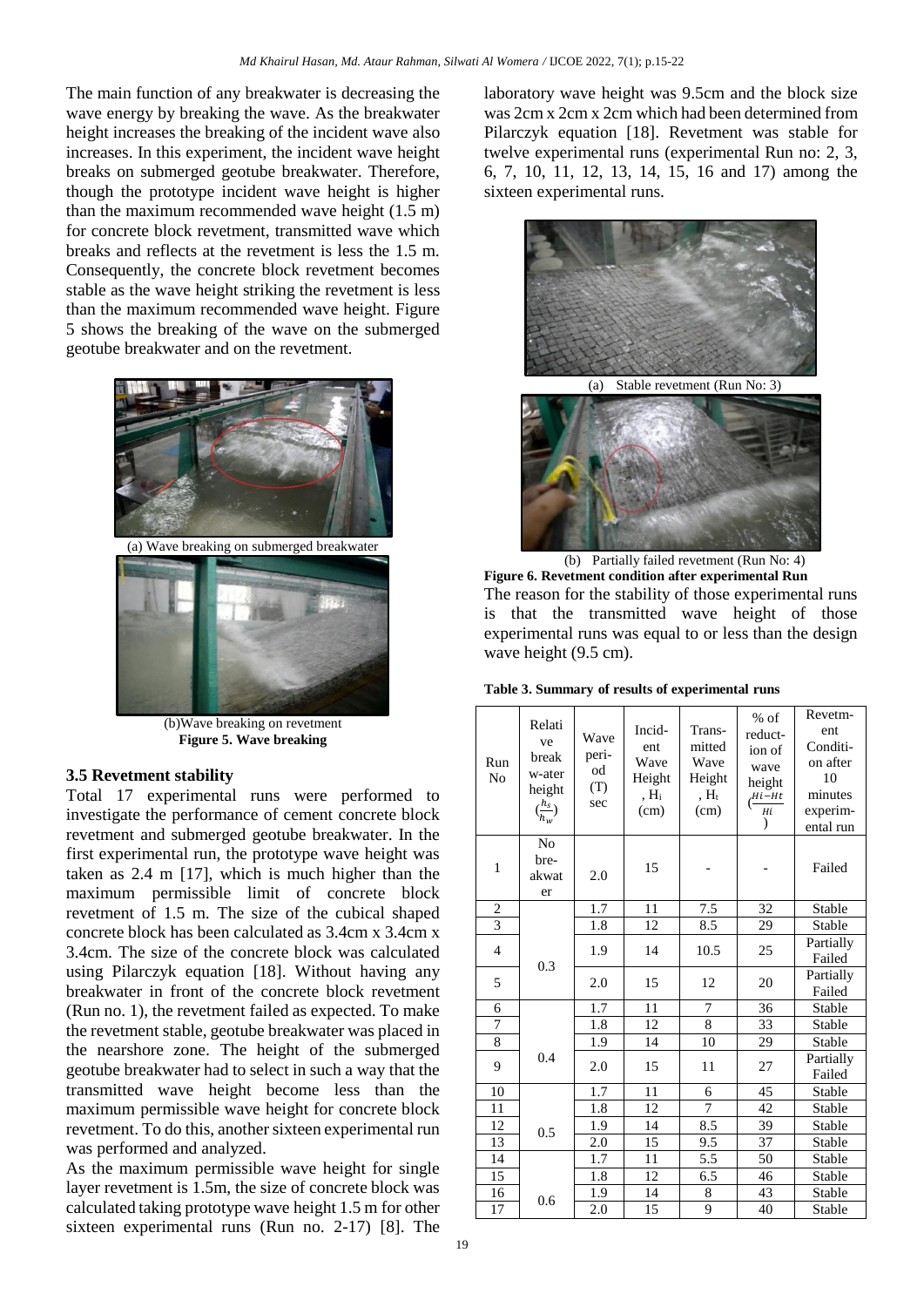The main function of any breakwater is decreasing the wave energy by breaking the wave. As the breakwater height increases the breaking of the incident wave also increases. In this experiment, the incident wave height breaks on submerged geotube breakwater. Therefore, though the prototype incident wave height is higher than the maximum recommended wave height (1.5 m) for concrete block revetment, transmitted wave which breaks and reflects at the revetment is less the 1.5 m. Consequently, the concrete block revetment becomes stable as the wave height striking the revetment is less than the maximum recommended wave height. Figure 5 shows the breaking of the wave on the submerged geotube breakwater and on the revetment.

(a) Wave breaking on submerged breakwater

(b)Wave breaking on revetment

**Figure 5. Wave breaking**

### 3.5 Revetment stability

Total 17 experimental runs were performed to investigate the performance of cement concrete block revetment and submerged geotube breakwater. In the first experimental run, the prototype wave height was taken as 2.4 m [17], which is much higher than the maximum permissible limit of concrete block revetment of 1.5 m. The size of the cubical shaped concrete block has been calculated as 3.4cm x 3.4cm x 3.4cm. The size of the concrete block was calculated using Pilarczyk equation [18]. Without having any breakwater in front of the concrete block revetment (Run no. 1), the revetment failed as expected. To make the revetment stable, geotube breakwater was placed in the nearshore zone. The height of the submerged geotube breakwater had to select in such a way that the transmitted wave height become less than the maximum permissible wave height for concrete block revetment. To do this, another sixteen experimental run was performed and analyzed.

As the maximum permissible wave height for single layer revetment is 1.5m, the size of concrete block was calculated taking prototype wave height 1.5 m for other sixteen experimental runs (Run no. 2-17) [8]. The laboratory wave height was 9.5cm and the block size was 2cm x 2cm x 2cm which had been determined from Pilarczyk equation [18]. Revetment was stable for twelve experimental runs (experimental Run no: 2, 3, 6, 7, 10, 11, 12, 13, 14, 15, 16 and 17) among the sixteen experimental runs.

(a) Stable revetment (Run No: 3)

(b) Partially failed revetment (Run No: 4)

**Figure 6. Revetment condition after experimental Run**

The reason for the stability of those experimental runs is that the transmitted wave height of those experimental runs was equal to or less than the design wave height (9.5 cm).

**Table 3. Summary of results of experimental runs**

| Run No | Relative breakwater height ($\frac{h_s}{h_w}$) | Wave period (T) sec | Incident Wave Height, $H_i$ (cm) | Transmitted Wave Height, $H_t$ (cm) | % of reduction of wave height ($\frac{Hi-Ht}{Hi}$) | Revetment Condition after 10 minutes experimental run |
|---|---|---|---|---|---|---|
| 1 | No breakwater | 2.0 | 15 | - | - | Failed |
| 2 | 0.3 | 1.7 | 11 | 7.5 | 32 | Stable |
| 3 | | 1.8 | 12 | 8.5 | 29 | Stable |
| 4 | | 1.9 | 14 | 10.5 | 25 | Partially Failed |
| 5 | | 2.0 | 15 | 12 | 20 | Partially Failed |
| 6 | 0.4 | 1.7 | 11 | 7 | 36 | Stable |
| 7 | | 1.8 | 12 | 8 | 33 | Stable |
| 8 | | 1.9 | 14 | 10 | 29 | Stable |
| 9 | | 2.0 | 15 | 11 | 27 | Partially Failed |
| 10 | 0.5 | 1.7 | 11 | 6 | 45 | Stable |
| 11 | | 1.8 | 12 | 7 | 42 | Stable |
| 12 | | 1.9 | 14 | 8.5 | 39 | Stable |
| 13 | | 2.0 | 15 | 9.5 | 37 | Stable |
| 14 | 0.6 | 1.7 | 11 | 5.5 | 50 | Stable |
| 15 | | 1.8 | 12 | 6.5 | 46 | Stable |
| 16 | | 1.9 | 14 | 8 | 43 | Stable |
| 17 | | 2.0 | 15 | 9 | 40 | Stable |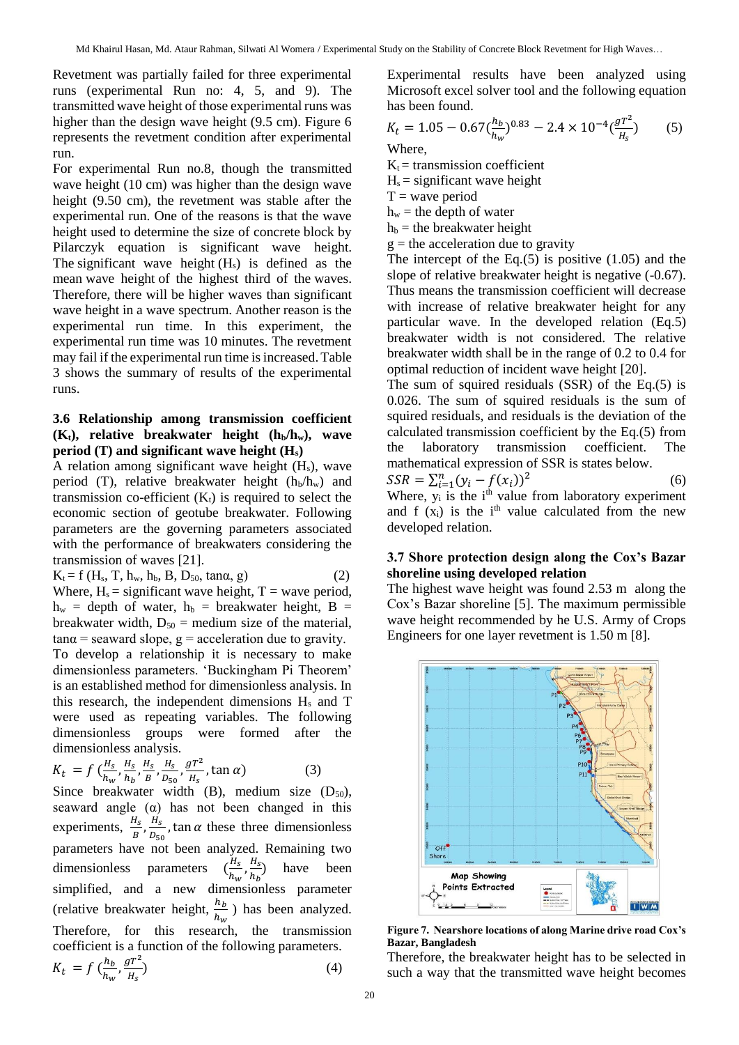Revetment was partially failed for three experimental runs (experimental Run no: 4, 5, and 9). The transmitted wave height of those experimental runs was higher than the design wave height (9.5 cm). Figure 6 represents the revetment condition after experimental run.

For experimental Run no.8, though the transmitted wave height (10 cm) was higher than the design wave height (9.50 cm), the revetment was stable after the experimental run. One of the reasons is that the wave height used to determine the size of concrete block by Pilarczyk equation is significant wave height. The significant wave height ($H_s$) is defined as the mean wave height of the highest third of the waves. Therefore, there will be higher waves than significant wave height in a wave spectrum. Another reason is the experimental run time. In this experiment, the experimental run time was 10 minutes. The revetment may fail if the experimental run time is increased. Table 3 shows the summary of results of the experimental runs.

### 3.6 Relationship among transmission coefficient ($K_t$), relative breakwater height ($h_b/h_w$), wave period (T) and significant wave height ($H_s$)

A relation among significant wave height ($H_s$), wave period (T), relative breakwater height ($h_b/h_w$) and transmission co-efficient ($K_t$) is required to select the economic section of geotube breakwater. Following parameters are the governing parameters associated with the performance of breakwaters considering the transmission of waves [21].

$$K_t = f\,(H_s, T, h_w, h_b, B, D_{50}, \tan\alpha, g) \tag{2}$$

Where, $H_s$ = significant wave height, T = wave period, $h_w$ = depth of water, $h_b$ = breakwater height, B = breakwater width, $D_{50}$ = medium size of the material, $\tan\alpha$ = seaward slope, g = acceleration due to gravity.

To develop a relationship it is necessary to make dimensionless parameters. 'Buckingham Pi Theorem' is an established method for dimensionless analysis. In this research, the independent dimensions $H_s$ and T were used as repeating variables. The following dimensionless groups were formed after the dimensionless analysis.

$$K_t = f\left(\frac{H_s}{h_w}, \frac{H_s}{h_b}, \frac{H_s}{B}, \frac{H_s}{D_{50}}, \frac{gT^2}{H_s}, \tan\alpha\right) \tag{3}$$

Since breakwater width (B), medium size ($D_{50}$), seaward angle ($\alpha$) has not been changed in this experiments, $\frac{H_s}{B}, \frac{H_s}{D_{50}}, \tan\alpha$ these three dimensionless parameters have not been analyzed. Remaining two dimensionless parameters $\left(\frac{H_s}{h_w}, \frac{H_s}{h_b}\right)$ have been simplified, and a new dimensionless parameter (relative breakwater height, $\frac{h_b}{h_w}$ ) has been analyzed. Therefore, for this research, the transmission coefficient is a function of the following parameters.

$$K_t = f\left(\frac{h_b}{h_w}, \frac{gT^2}{H_s}\right) \tag{4}$$

Experimental results have been analyzed using Microsoft excel solver tool and the following equation has been found.

$$K_t = 1.05 - 0.67\left(\frac{h_b}{h_w}\right)^{0.83} - 2.4\times10^{-4}\left(\frac{gT^2}{H_s}\right) \tag{5}$$

Where,

$K_t$ = transmission coefficient
$H_s$ = significant wave height
T = wave period
$h_w$ = the depth of water
$h_b$ = the breakwater height
g = the acceleration due to gravity

The intercept of the Eq.(5) is positive (1.05) and the slope of relative breakwater height is negative (-0.67). Thus means the transmission coefficient will decrease with increase of relative breakwater height for any particular wave. In the developed relation (Eq.5) breakwater width is not considered. The relative breakwater width shall be in the range of 0.2 to 0.4 for optimal reduction of incident wave height [20].

The sum of squired residuals (SSR) of the Eq.(5) is 0.026. The sum of squired residuals is the sum of squired residuals, and residuals is the deviation of the calculated transmission coefficient by the Eq.(5) from the laboratory transmission coefficient. The mathematical expression of SSR is states below.

$$SSR = \sum_{i=1}^{n}(y_i - f(x_i))^2 \tag{6}$$

Where, $y_i$ is the i[th] value from laboratory experiment and f ($x_i$) is the i[th] value calculated from the new developed relation.

### 3.7 Shore protection design along the Cox's Bazar shoreline using developed relation

The highest wave height was found 2.53 m along the Cox's Bazar shoreline [5]. The maximum permissible wave height recommended by he U.S. Army of Crops Engineers for one layer revetment is 1.50 m [8].

**Figure 7. Nearshore locations of along Marine drive road Cox's Bazar, Bangladesh**

Therefore, the breakwater height has to be selected in such a way that the transmitted wave height becomes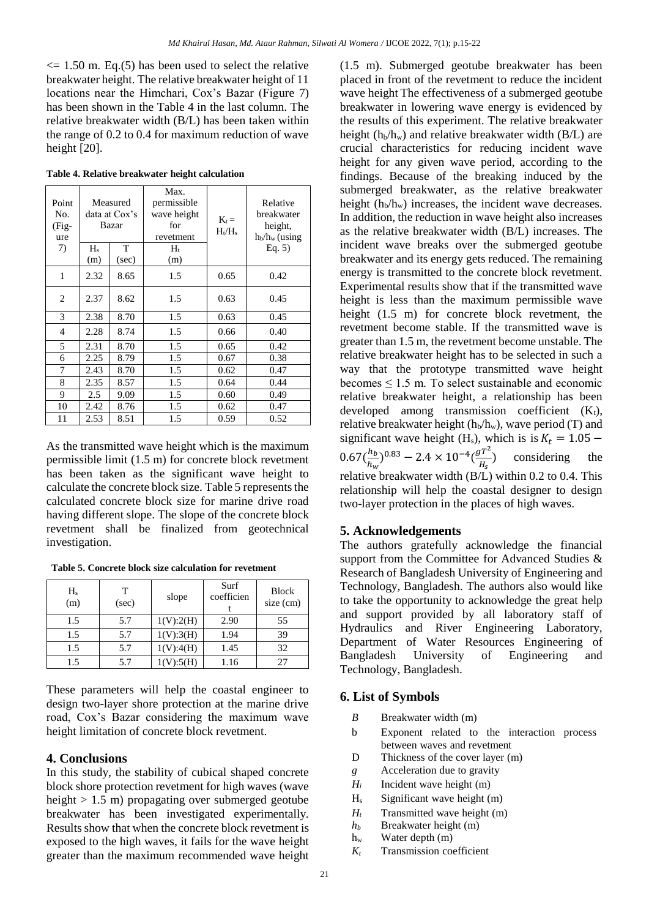$\leq$ 1.50 m. Eq.(5) has been used to select the relative breakwater height. The relative breakwater height of 11 locations near the Himchari, Cox's Bazar (Figure 7) has been shown in the Table 4 in the last column. The relative breakwater width (B/L) has been taken within the range of 0.2 to 0.4 for maximum reduction of wave height [20].

**Table 4. Relative breakwater height calculation**

| Point No. (Figure 7) | Measured data at Cox's Bazar | | Max. permissible wave height for revetment | $K_t = H_t/H_s$ | Relative breakwater height, $h_b/h_w$ (using Eq. 5) |
|---|---|---|---|---|---|
| | $H_s$ (m) | T (sec) | $H_t$ (m) | | |
| 1 | 2.32 | 8.65 | 1.5 | 0.65 | 0.42 |
| 2 | 2.37 | 8.62 | 1.5 | 0.63 | 0.45 |
| 3 | 2.38 | 8.70 | 1.5 | 0.63 | 0.45 |
| 4 | 2.28 | 8.74 | 1.5 | 0.66 | 0.40 |
| 5 | 2.31 | 8.70 | 1.5 | 0.65 | 0.42 |
| 6 | 2.25 | 8.79 | 1.5 | 0.67 | 0.38 |
| 7 | 2.43 | 8.70 | 1.5 | 0.62 | 0.47 |
| 8 | 2.35 | 8.57 | 1.5 | 0.64 | 0.44 |
| 9 | 2.5 | 9.09 | 1.5 | 0.60 | 0.49 |
| 10 | 2.42 | 8.76 | 1.5 | 0.62 | 0.47 |
| 11 | 2.53 | 8.51 | 1.5 | 0.59 | 0.52 |

As the transmitted wave height which is the maximum permissible limit (1.5 m) for concrete block revetment has been taken as the significant wave height to calculate the concrete block size. Table 5 represents the calculated concrete block size for marine drive road having different slope. The slope of the concrete block revetment shall be finalized from geotechnical investigation.

**Table 5. Concrete block size calculation for revetment**

| $H_s$ (m) | T (sec) | slope | Surf coefficient | Block size (cm) |
|---|---|---|---|---|
| 1.5 | 5.7 | 1(V):2(H) | 2.90 | 55 |
| 1.5 | 5.7 | 1(V):3(H) | 1.94 | 39 |
| 1.5 | 5.7 | 1(V):4(H) | 1.45 | 32 |
| 1.5 | 5.7 | 1(V):5(H) | 1.16 | 27 |

These parameters will help the coastal engineer to design two-layer shore protection at the marine drive road, Cox's Bazar considering the maximum wave height limitation of concrete block revetment.

## 4. Conclusions

In this study, the stability of cubical shaped concrete block shore protection revetment for high waves (wave height > 1.5 m) propagating over submerged geotube breakwater has been investigated experimentally. Results show that when the concrete block revetment is exposed to the high waves, it fails for the wave height greater than the maximum recommended wave height (1.5 m). Submerged geotube breakwater has been placed in front of the revetment to reduce the incident wave height The effectiveness of a submerged geotube breakwater in lowering wave energy is evidenced by the results of this experiment. The relative breakwater height ($h_b/h_w$) and relative breakwater width (B/L) are crucial characteristics for reducing incident wave height for any given wave period, according to the findings. Because of the breaking induced by the submerged breakwater, as the relative breakwater height ($h_b/h_w$) increases, the incident wave decreases. In addition, the reduction in wave height also increases as the relative breakwater width (B/L) increases. The incident wave breaks over the submerged geotube breakwater and its energy gets reduced. The remaining energy is transmitted to the concrete block revetment. Experimental results show that if the transmitted wave height is less than the maximum permissible wave height (1.5 m) for concrete block revetment, the revetment become stable. If the transmitted wave is greater than 1.5 m, the revetment become unstable. The relative breakwater height has to be selected in such a way that the prototype transmitted wave height becomes $\leq$ 1.5 m. To select sustainable and economic relative breakwater height, a relationship has been developed among transmission coefficient ($K_t$), relative breakwater height ($h_b/h_w$), wave period (T) and significant wave height ($H_s$), which is is $K_t = 1.05 - 0.67(\frac{h_b}{h_w})^{0.83} - 2.4 \times 10^{-4}(\frac{gT^2}{H_s})$ considering the relative breakwater width (B/L) within 0.2 to 0.4. This relationship will help the coastal designer to design two-layer protection in the places of high waves.

## 5. Acknowledgements

The authors gratefully acknowledge the financial support from the Committee for Advanced Studies & Research of Bangladesh University of Engineering and Technology, Bangladesh. The authors also would like to take the opportunity to acknowledge the great help and support provided by all laboratory staff of Hydraulics and River Engineering Laboratory, Department of Water Resources Engineering of Bangladesh University of Engineering and Technology, Bangladesh.

## 6. List of Symbols

- $B$ Breakwater width (m)
- b Exponent related to the interaction process between waves and revetment
- D Thickness of the cover layer (m)
- $g$ Acceleration due to gravity
- $H_i$ Incident wave height (m)
- $H_s$ Significant wave height (m)
- $H_t$ Transmitted wave height (m)
- $h_b$ Breakwater height (m)
- $h_w$ Water depth (m)
- $K_t$ Transmission coefficient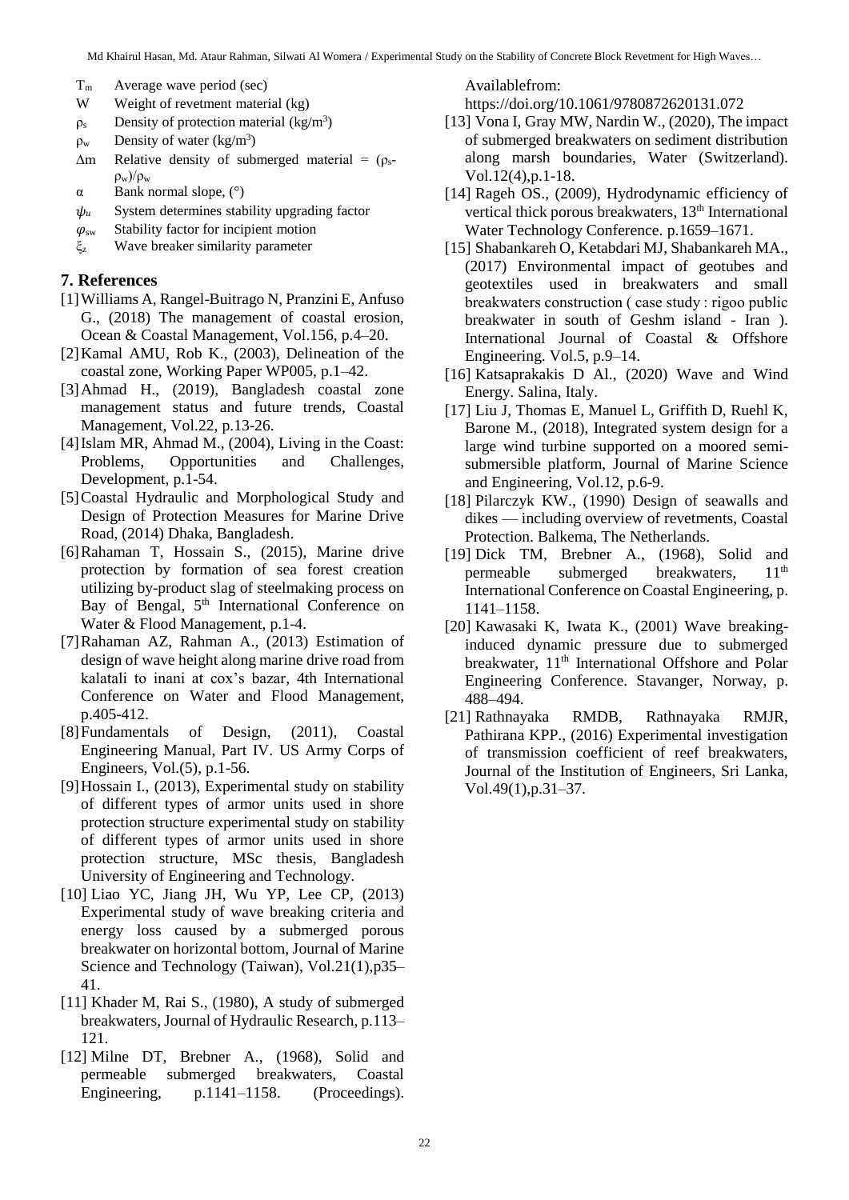| | |
|---|---|
| $T_m$ | Average wave period (sec) |
| W | Weight of revetment material (kg) |
| $\rho_s$ | Density of protection material (kg/m$^3$) |
| $\rho_w$ | Density of water (kg/m$^3$) |
| $\Delta m$ | Relative density of submerged material = $(\rho_s - \rho_w)/\rho_w$ |
| $\alpha$ | Bank normal slope, (°) |
| $\psi_u$ | System determines stability upgrading factor |
| $\varphi_{sw}$ | Stability factor for incipient motion |
| $\xi_z$ | Wave breaker similarity parameter |

## 7. References

[1] Williams A, Rangel-Buitrago N, Pranzini E, Anfuso G., (2018) The management of coastal erosion, Ocean & Coastal Management, Vol.156, p.4–20.

[2] Kamal AMU, Rob K., (2003), Delineation of the coastal zone, Working Paper WP005, p.1–42.

[3] Ahmad H., (2019), Bangladesh coastal zone management status and future trends, Coastal Management, Vol.22, p.13-26.

[4] Islam MR, Ahmad M., (2004), Living in the Coast: Problems, Opportunities and Challenges, Development, p.1-54.

[5] Coastal Hydraulic and Morphological Study and Design of Protection Measures for Marine Drive Road, (2014) Dhaka, Bangladesh.

[6] Rahaman T, Hossain S., (2015), Marine drive protection by formation of sea forest creation utilizing by-product slag of steelmaking process on Bay of Bengal, 5th International Conference on Water & Flood Management, p.1-4.

[7] Rahaman AZ, Rahman A., (2013) Estimation of design of wave height along marine drive road from kalatali to inani at cox's bazar, 4th International Conference on Water and Flood Management, p.405-412.

[8] Fundamentals of Design, (2011), Coastal Engineering Manual, Part IV. US Army Corps of Engineers, Vol.(5), p.1-56.

[9] Hossain I., (2013), Experimental study on stability of different types of armor units used in shore protection structure experimental study on stability of different types of armor units used in shore protection structure, MSc thesis, Bangladesh University of Engineering and Technology.

[10] Liao YC, Jiang JH, Wu YP, Lee CP, (2013) Experimental study of wave breaking criteria and energy loss caused by a submerged porous breakwater on horizontal bottom, Journal of Marine Science and Technology (Taiwan), Vol.21(1),p35–41.

[11] Khader M, Rai S., (1980), A study of submerged breakwaters, Journal of Hydraulic Research, p.113–121.

[12] Milne DT, Brebner A., (1968), Solid and permeable submerged breakwaters, Coastal Engineering, p.1141–1158. (Proceedings). Availablefrom: https://doi.org/10.1061/9780872620131.072

[13] Vona I, Gray MW, Nardin W., (2020), The impact of submerged breakwaters on sediment distribution along marsh boundaries, Water (Switzerland). Vol.12(4),p.1-18.

[14] Rageh OS., (2009), Hydrodynamic efficiency of vertical thick porous breakwaters, 13th International Water Technology Conference. p.1659–1671.

[15] Shabankareh O, Ketabdari MJ, Shabankareh MA., (2017) Environmental impact of geotubes and geotextiles used in breakwaters and small breakwaters construction ( case study : rigoo public breakwater in south of Geshm island - Iran ). International Journal of Coastal & Offshore Engineering. Vol.5, p.9–14.

[16] Katsaprakakis D Al., (2020) Wave and Wind Energy. Salina, Italy.

[17] Liu J, Thomas E, Manuel L, Griffith D, Ruehl K, Barone M., (2018), Integrated system design for a large wind turbine supported on a moored semi-submersible platform, Journal of Marine Science and Engineering, Vol.12, p.6-9.

[18] Pilarczyk KW., (1990) Design of seawalls and dikes — including overview of revetments, Coastal Protection. Balkema, The Netherlands.

[19] Dick TM, Brebner A., (1968), Solid and permeable submerged breakwaters, 11th International Conference on Coastal Engineering, p. 1141–1158.

[20] Kawasaki K, Iwata K., (2001) Wave breaking-induced dynamic pressure due to submerged breakwater, 11th International Offshore and Polar Engineering Conference. Stavanger, Norway, p. 488–494.

[21] Rathnayaka RMDB, Rathnayaka RMJR, Pathirana KPP., (2016) Experimental investigation of transmission coefficient of reef breakwaters, Journal of the Institution of Engineers, Sri Lanka, Vol.49(1),p.31–37.